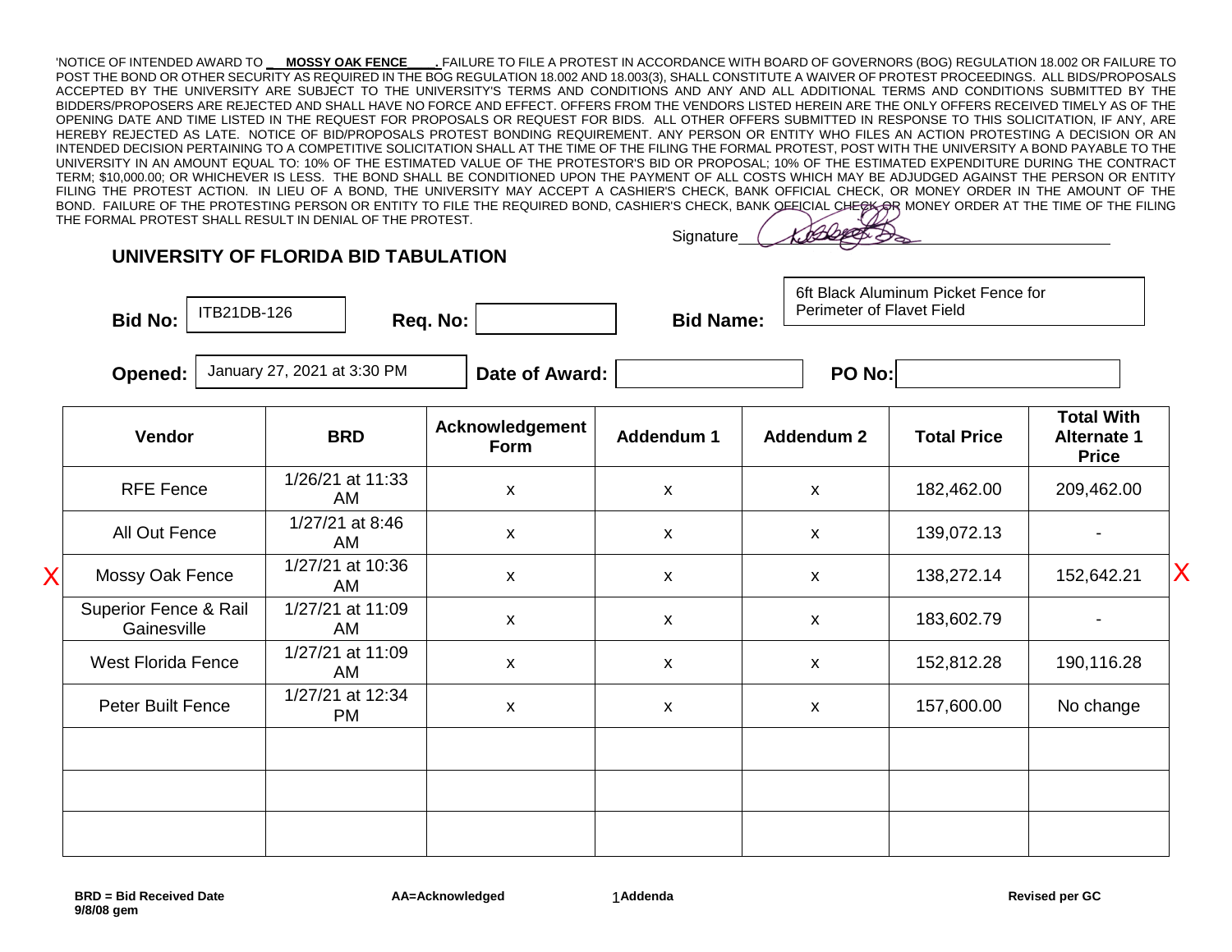'NOTICE OF INTENDED AWARD TO **MOSSY OAK FENCE** . FAILURE TO FILE A PROTEST IN ACCORDANCE WITH BOARD OF GOVERNORS (BOG) REGULATION 18.002 OR FAILURE TO POST THE BOND OR OTHER SECURITY AS REQUIRED IN THE BOG REGULATION 18.002 AND 18.003(3), SHALL CONSTITUTE A WAIVER OF PROTEST PROCEEDINGS. ALL BIDS/PROPOSALS ACCEPTED BY THE UNIVERSITY ARE SUBJECT TO THE UNIVERSITY'S TERMS AND CONDITIONS AND ANY AND ALL ADDITIONAL TERMS AND CONDITIONS SUBMITTED BY THE BIDDERS/PROPOSERS ARE REJECTED AND SHALL HAVE NO FORCE AND EFFECT. OFFERS FROM THE VENDORS LISTED HEREIN ARE THE ONLY OFFERS RECEIVED TIMELY AS OF THE OPENING DATE AND TIME LISTED IN THE REQUEST FOR PROPOSALS OR REQUEST FOR BIDS. ALL OTHER OFFERS SUBMITTED IN RESPONSE TO THIS SOLICITATION, IF ANY, ARE HEREBY REJECTED AS LATE. NOTICE OF BID/PROPOSALS PROTEST BONDING REQUIREMENT. ANY PERSON OR ENTITY WHO FILES AN ACTION PROTESTING A DECISION OR AN INTENDED DECISION PERTAINING TO A COMPETITIVE SOLICITATION SHALL AT THE TIME OF THE FILING THE FORMAL PROTEST, POST WITH THE UNIVERSITY A BOND PAYABLE TO THE UNIVERSITY IN AN AMOUNT EQUAL TO: 10% OF THE ESTIMATED VALUE OF THE PROTESTOR'S BID OR PROPOSAL; 10% OF THE ESTIMATED EXPENDITURE DURING THE CONTRACT TERM; $10,000.00; OR WHICHEVER IS LESS. THE BOND SHALL BE CONDITIONED UPON THE PAYMENT OF ALL COSTS WHICH MAY BE ADJUDGED AGAINST THE PERSON OR ENTITY FILING THE PROTEST ACTION. IN LIEU OF A BOND, THE UNIVERSITY MAY ACCEPT A CASHIER'S CHECK, BANK OFFICIAL CHECK, OR MONEY ORDER IN THE AMOUNT OF THE BOND. FAILURE OF THE PROTESTING PERSON OR ENTITY TO FILE THE REQUIRED BOND, CASHIER'S CHECK, BANK OFFICIAL CHECK OR MONEY ORDER AT THE TIME OF THE FILING THE FORMAL PROTEST SHALL RESULT IN DENIAL OF THE PROTEST.

Signature ____________

## UNIVERSITY OF FLORIDA BID TABULATION

**Bid No:** ITB21DB-126 **Req. No:** **Bid Name:** 6ft Black Aluminum Picket Fence for Perimeter of Flavet Field

**Opened:** January 27, 2021 at 3:30 PM **Date of Award:** **PO No:**

| Vendor | BRD | Acknowledgement Form | Addendum 1 | Addendum 2 | Total Price | Total With Alternate 1 Price |
|---|---|---|---|---|---|---|
| RFE Fence | 1/26/21 at 11:33 AM | x | x | x | 182,462.00 | 209,462.00 |
| All Out Fence | 1/27/21 at 8:46 AM | x | x | x | 139,072.13 | - |
| X Mossy Oak Fence | 1/27/21 at 10:36 AM | x | x | x | 138,272.14 | 152,642.21 X |
| Superior Fence & Rail Gainesville | 1/27/21 at 11:09 AM | x | x | x | 183,602.79 | - |
| West Florida Fence | 1/27/21 at 11:09 AM | x | x | x | 152,812.28 | 190,116.28 |
| Peter Built Fence | 1/27/21 at 12:34 PM | x | x | x | 157,600.00 | No change |
| | | | | | | |
| | | | | | | |
| | | | | | | |

**BRD = Bid Received Date**
**9/8/08 gem**

**AA=Acknowledged**

1**Addenda**

**Revised per GC**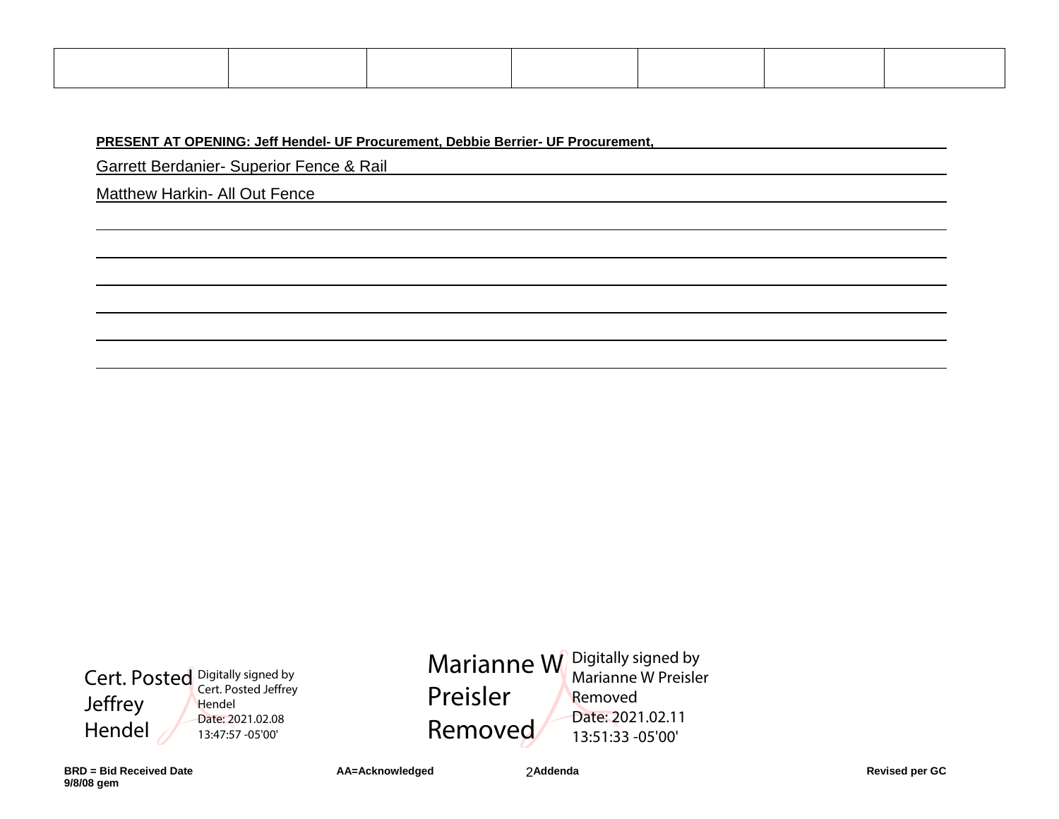| | | | | | | |
|---|---|---|---|---|---|---|
| | | | | | | |

**PRESENT AT OPENING: Jeff Hendel- UF Procurement, Debbie Berrier- UF Procurement,**

Garrett Berdanier- Superior Fence & Rail

Matthew Harkin- All Out Fence

Cert. Posted Jeffrey Hendel — Digitally signed by Cert. Posted Jeffrey Hendel Date: 2021.02.08 13:47:57 -05'00'

Marianne W Preisler Removed — Digitally signed by Marianne W Preisler Removed Date: 2021.02.11 13:51:33 -05'00'

**BRD = Bid Received Date** **AA=Acknowledged** **Addenda** **Revised per GC**
**9/8/08 gem**